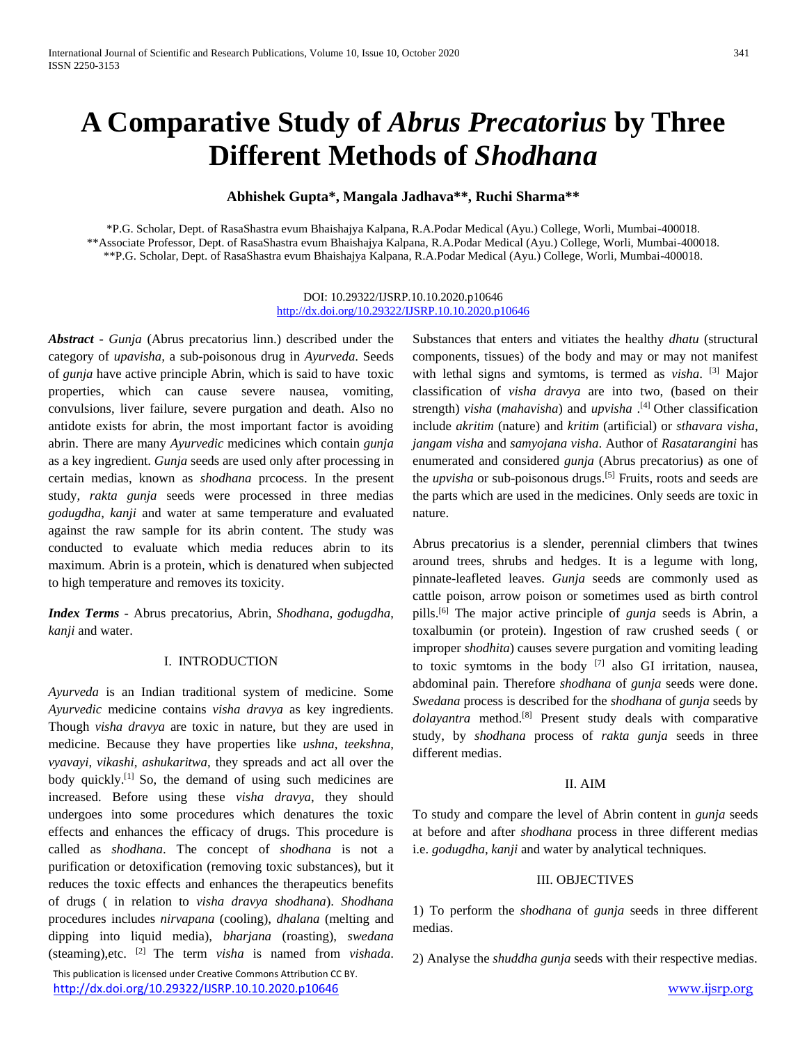# A Comparative Study of *Abrus Precatorius* by Three Different Methods of *Shodhana*

**Abhishek Gupta\*, Mangala Jadhava\*\*, Ruchi Sharma\*\***

\*P.G. Scholar, Dept. of RasaShastra evum Bhaishajya Kalpana, R.A.Podar Medical (Ayu.) College, Worli, Mumbai-400018.
\*\*Associate Professor, Dept. of RasaShastra evum Bhaishajya Kalpana, R.A.Podar Medical (Ayu.) College, Worli, Mumbai-400018.
\*\*P.G. Scholar, Dept. of RasaShastra evum Bhaishajya Kalpana, R.A.Podar Medical (Ayu.) College, Worli, Mumbai-400018.

DOI: 10.29322/IJSRP.10.10.2020.p10646
http://dx.doi.org/10.29322/IJSRP.10.10.2020.p10646

***Abstract*** - *Gunja* (Abrus precatorius linn.) described under the category of *upavisha*, a sub-poisonous drug in *Ayurveda*. Seeds of *gunja* have active principle Abrin, which is said to have toxic properties, which can cause severe nausea, vomiting, convulsions, liver failure, severe purgation and death. Also no antidote exists for abrin, the most important factor is avoiding abrin. There are many *Ayurvedic* medicines which contain *gunja* as a key ingredient. *Gunja* seeds are used only after processing in certain medias, known as *shodhana* prcocess. In the present study, *rakta gunja* seeds were processed in three medias *godugdha*, *kanji* and water at same temperature and evaluated against the raw sample for its abrin content. The study was conducted to evaluate which media reduces abrin to its maximum. Abrin is a protein, which is denatured when subjected to high temperature and removes its toxicity.

***Index Terms*** - Abrus precatorius, Abrin, *Shodhana*, *godugdha*, *kanji* and water.

## I. INTRODUCTION

*Ayurveda* is an Indian traditional system of medicine. Some *Ayurvedic* medicine contains *visha dravya* as key ingredients. Though *visha dravya* are toxic in nature, but they are used in medicine. Because they have properties like *ushna*, *teekshna*, *vyavayi*, *vikashi*, *ashukaritwa*, they spreads and act all over the body quickly.[1] So, the demand of using such medicines are increased. Before using these *visha dravya*, they should undergoes into some procedures which denatures the toxic effects and enhances the efficacy of drugs. This procedure is called as *shodhana*. The concept of *shodhana* is not a purification or detoxification (removing toxic substances), but it reduces the toxic effects and enhances the therapeutics benefits of drugs ( in relation to *visha dravya shodhana*). *Shodhana* procedures includes *nirvapana* (cooling), *dhalana* (melting and dipping into liquid media), *bharjana* (roasting), *swedana* (steaming),etc. [2] The term *visha* is named from *vishada*. Substances that enters and vitiates the healthy *dhatu* (structural components, tissues) of the body and may or may not manifest with lethal signs and symtoms, is termed as *visha*. [3] Major classification of *visha dravya* are into two, (based on their strength) *visha* (*mahavisha*) and *upvisha* .[4] Other classification include *akritim* (nature) and *kritim* (artificial) or *sthavara visha*, *jangam visha* and *samyojana visha*. Author of *Rasatarangini* has enumerated and considered *gunja* (Abrus precatorius) as one of the *upvisha* or sub-poisonous drugs.[5] Fruits, roots and seeds are the parts which are used in the medicines. Only seeds are toxic in nature.

Abrus precatorius is a slender, perennial climbers that twines around trees, shrubs and hedges. It is a legume with long, pinnate-leafleted leaves. *Gunja* seeds are commonly used as cattle poison, arrow poison or sometimes used as birth control pills.[6] The major active principle of *gunja* seeds is Abrin, a toxalbumin (or protein). Ingestion of raw crushed seeds ( or improper *shodhita*) causes severe purgation and vomiting leading to toxic symtoms in the body [7] also GI irritation, nausea, abdominal pain. Therefore *shodhana* of *gunja* seeds were done. *Swedana* process is described for the *shodhana* of *gunja* seeds by *dolayantra* method.[8] Present study deals with comparative study, by *shodhana* process of *rakta gunja* seeds in three different medias.

## II. AIM

To study and compare the level of Abrin content in *gunja* seeds at before and after *shodhana* process in three different medias i.e. *godugdha*, *kanji* and water by analytical techniques.

## III. OBJECTIVES

1) To perform the *shodhana* of *gunja* seeds in three different medias.

2) Analyse the *shuddha gunja* seeds with their respective medias.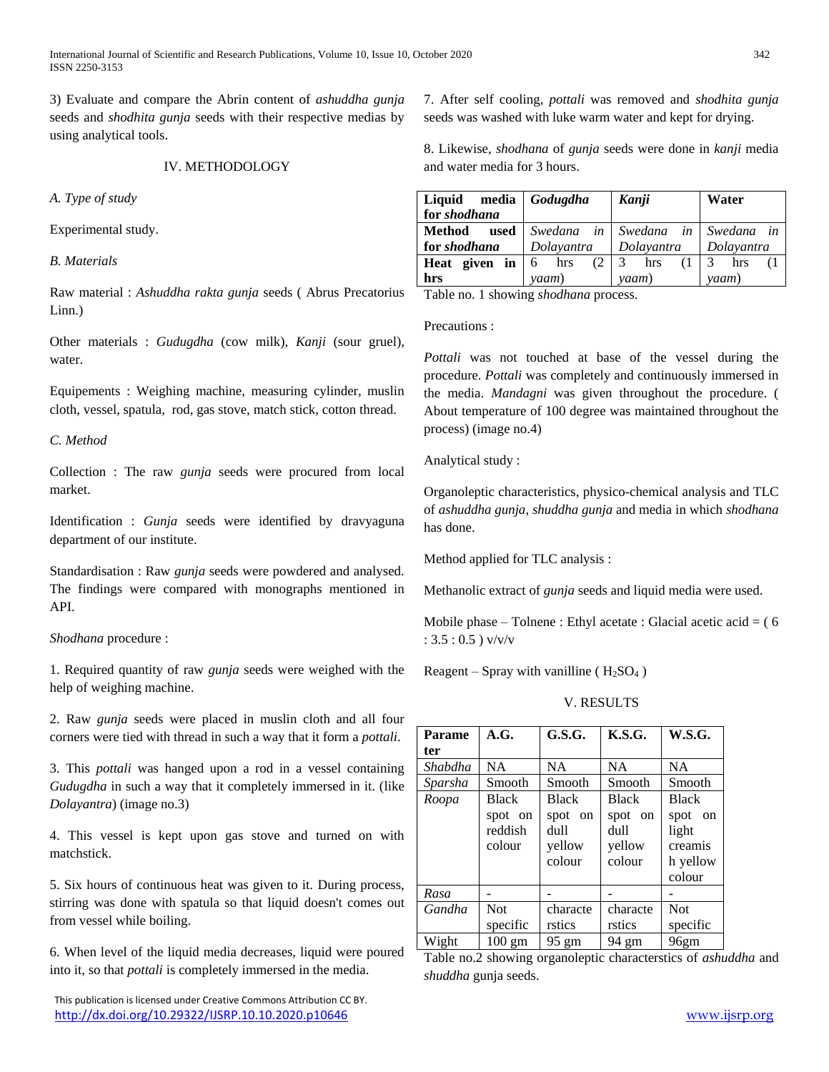3) Evaluate and compare the Abrin content of *ashuddha gunja* seeds and *shodhita gunja* seeds with their respective medias by using analytical tools.

## IV. METHODOLOGY

*A. Type of study*

Experimental study.

*B. Materials*

Raw material : *Ashuddha rakta gunja* seeds ( Abrus Precatorius Linn.)

Other materials : *Gudugdha* (cow milk), *Kanji* (sour gruel), water.

Equipements : Weighing machine, measuring cylinder, muslin cloth, vessel, spatula, rod, gas stove, match stick, cotton thread.

*C. Method*

Collection : The raw *gunja* seeds were procured from local market.

Identification : *Gunja* seeds were identified by dravyaguna department of our institute.

Standardisation : Raw *gunja* seeds were powdered and analysed. The findings were compared with monographs mentioned in API.

*Shodhana* procedure :

1. Required quantity of raw *gunja* seeds were weighed with the help of weighing machine.

2. Raw *gunja* seeds were placed in muslin cloth and all four corners were tied with thread in such a way that it form a *pottali*.

3. This *pottali* was hanged upon a rod in a vessel containing *Gudugdha* in such a way that it completely immersed in it. (like *Dolayantra*) (image no.3)

4. This vessel is kept upon gas stove and turned on with matchstick.

5. Six hours of continuous heat was given to it. During process, stirring was done with spatula so that liquid doesn't comes out from vessel while boiling.

6. When level of the liquid media decreases, liquid were poured into it, so that *pottali* is completely immersed in the media.

7. After self cooling, *pottali* was removed and *shodhita gunja* seeds was washed with luke warm water and kept for drying.

8. Likewise, *shodhana* of *gunja* seeds were done in *kanji* media and water media for 3 hours.

| Liquid media for *shodhana* | *Godugdha* | *Kanji* | Water |
|---|---|---|---|
| **Method used for *shodhana*** | *Swedana in Dolayantra* | *Swedana in Dolayantra* | *Swedana in Dolayantra* |
| **Heat given in hrs** | 6 hrs (2 *yaam*) | 3 hrs (1 *yaam*) | 3 hrs (1 *yaam*) |

Table no. 1 showing *shodhana* process.

Precautions :

*Pottali* was not touched at base of the vessel during the procedure. *Pottali* was completely and continuously immersed in the media. *Mandagni* was given throughout the procedure. ( About temperature of 100 degree was maintained throughout the process) (image no.4)

Analytical study :

Organoleptic characteristics, physico-chemical analysis and TLC of *ashuddha gunja*, *shuddha gunja* and media in which *shodhana* has done.

Method applied for TLC analysis :

Methanolic extract of *gunja* seeds and liquid media were used.

Mobile phase – Tolnene : Ethyl acetate : Glacial acetic acid = ( 6 : 3.5 : 0.5 ) v/v/v

Reagent – Spray with vanilline ( $H_2SO_4$ )

## V. RESULTS

| Parameter | A.G. | G.S.G. | K.S.G. | W.S.G. |
|---|---|---|---|---|
| *Shabdha* | NA | NA | NA | NA |
| *Sparsha* | Smooth | Smooth | Smooth | Smooth |
| *Roopa* | Black spot on reddish colour | Black spot on dull yellow colour | Black spot on dull yellow colour | Black spot on light creamish yellow colour |
| *Rasa* | - | - | - | - |
| *Gandha* | Not specific | characterstics | characterstics | Not specific |
| Wight | 100 gm | 95 gm | 94 gm | 96gm |

Table no.2 showing organoleptic characterstics of *ashuddha* and *shuddha* gunja seeds.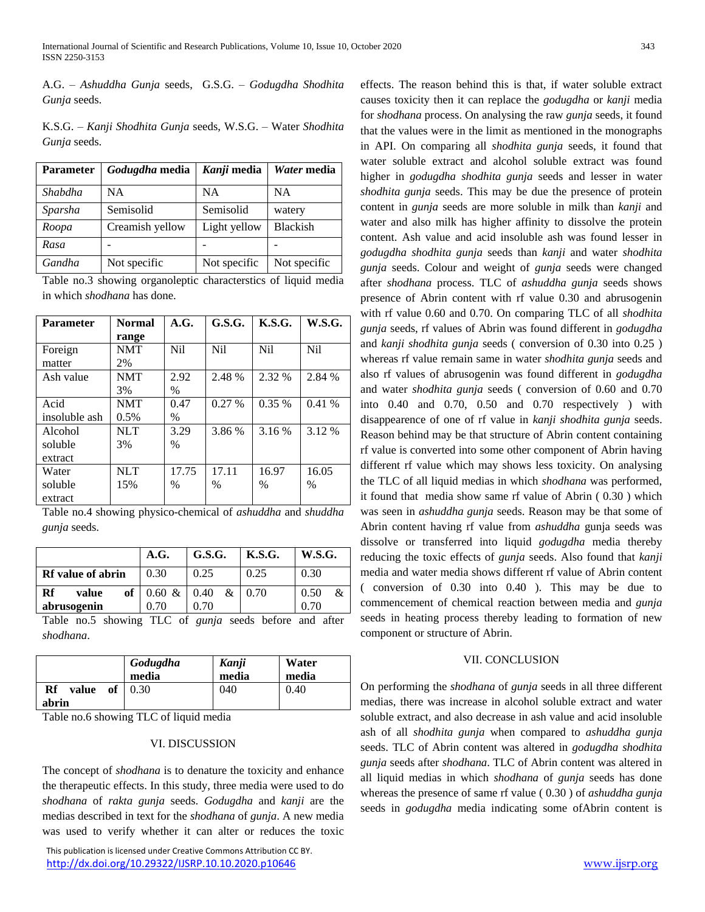A.G. – *Ashuddha Gunja* seeds, G.S.G. – *Godugdha Shodhita Gunja* seeds.

K.S.G. – *Kanji Shodhita Gunja* seeds, W.S.G. – Water *Shodhita Gunja* seeds.

| Parameter | *Godugdha* media | *Kanji* media | *Water* media |
|---|---|---|---|
| *Shabdha* | NA | NA | NA |
| *Sparsha* | Semisolid | Semisolid | watery |
| *Roopa* | Creamish yellow | Light yellow | Blackish |
| *Rasa* | - | - | - |
| *Gandha* | Not specific | Not specific | Not specific |

Table no.3 showing organoleptic characterstics of liquid media in which *shodhana* has done.

| Parameter | Normal range | A.G. | G.S.G. | K.S.G. | W.S.G. |
|---|---|---|---|---|---|
| Foreign matter | NMT 2% | Nil | Nil | Nil | Nil |
| Ash value | NMT 3% | 2.92 % | 2.48 % | 2.32 % | 2.84 % |
| Acid insoluble ash | NMT 0.5% | 0.47 % | 0.27 % | 0.35 % | 0.41 % |
| Alcohol soluble extract | NLT 3% | 3.29 % | 3.86 % | 3.16 % | 3.12 % |
| Water soluble extract | NLT 15% | 17.75 % | 17.11 % | 16.97 % | 16.05 % |

Table no.4 showing physico-chemical of *ashuddha* and *shuddha gunja* seeds.

| | A.G. | G.S.G. | K.S.G. | W.S.G. |
|---|---|---|---|---|
| **Rf value of abrin** | 0.30 | 0.25 | 0.25 | 0.30 |
| **Rf value of abrusogenin** | 0.60 & 0.70 | 0.40 & 0.70 | 0.70 | 0.50 & 0.70 |

Table no.5 showing TLC of *gunja* seeds before and after *shodhana*.

| | *Godugdha* media | *Kanji* media | Water media |
|---|---|---|---|
| **Rf value of abrin** | 0.30 | 040 | 0.40 |

Table no.6 showing TLC of liquid media

## VI. DISCUSSION

The concept of *shodhana* is to denature the toxicity and enhance the therapeutic effects. In this study, three media were used to do *shodhana* of *rakta gunja* seeds. *Godugdha* and *kanji* are the medias described in text for the *shodhana* of *gunja*. A new media was used to verify whether it can alter or reduces the toxic effects. The reason behind this is that, if water soluble extract causes toxicity then it can replace the *godugdha* or *kanji* media for *shodhana* process. On analysing the raw *gunja* seeds, it found that the values were in the limit as mentioned in the monographs in API. On comparing all *shodhita gunja* seeds, it found that water soluble extract and alcohol soluble extract was found higher in *godugdha shodhita gunja* seeds and lesser in water *shodhita gunja* seeds. This may be due the presence of protein content in *gunja* seeds are more soluble in milk than *kanji* and water and also milk has higher affinity to dissolve the protein content. Ash value and acid insoluble ash was found lesser in *godugdha shodhita gunja* seeds than *kanji* and water *shodhita gunja* seeds. Colour and weight of *gunja* seeds were changed after *shodhana* process. TLC of *ashuddha gunja* seeds shows presence of Abrin content with rf value 0.30 and abrusogenin with rf value 0.60 and 0.70. On comparing TLC of all *shodhita gunja* seeds, rf values of Abrin was found different in *godugdha* and *kanji shodhita gunja* seeds ( conversion of 0.30 into 0.25 ) whereas rf value remain same in water *shodhita gunja* seeds and also rf values of abrusogenin was found different in *godugdha* and water *shodhita gunja* seeds ( conversion of 0.60 and 0.70 into 0.40 and 0.70, 0.50 and 0.70 respectively ) with disappearence of one of rf value in *kanji shodhita gunja* seeds. Reason behind may be that structure of Abrin content containing rf value is converted into some other component of Abrin having different rf value which may shows less toxicity. On analysing the TLC of all liquid medias in which *shodhana* was performed, it found that media show same rf value of Abrin ( 0.30 ) which was seen in *ashuddha gunja* seeds. Reason may be that some of Abrin content having rf value from *ashuddha* gunja seeds was dissolve or transferred into liquid *godugdha* media thereby reducing the toxic effects of *gunja* seeds. Also found that *kanji* media and water media shows different rf value of Abrin content ( conversion of 0.30 into 0.40 ). This may be due to commencement of chemical reaction between media and *gunja* seeds in heating process thereby leading to formation of new component or structure of Abrin.

## VII. CONCLUSION

On performing the *shodhana* of *gunja* seeds in all three different medias, there was increase in alcohol soluble extract and water soluble extract, and also decrease in ash value and acid insoluble ash of all *shodhita gunja* when compared to *ashuddha gunja* seeds. TLC of Abrin content was altered in *godugdha shodhita gunja* seeds after *shodhana*. TLC of Abrin content was altered in all liquid medias in which *shodhana* of *gunja* seeds has done whereas the presence of same rf value ( 0.30 ) of *ashuddha gunja* seeds in *godugdha* media indicating some ofAbrin content is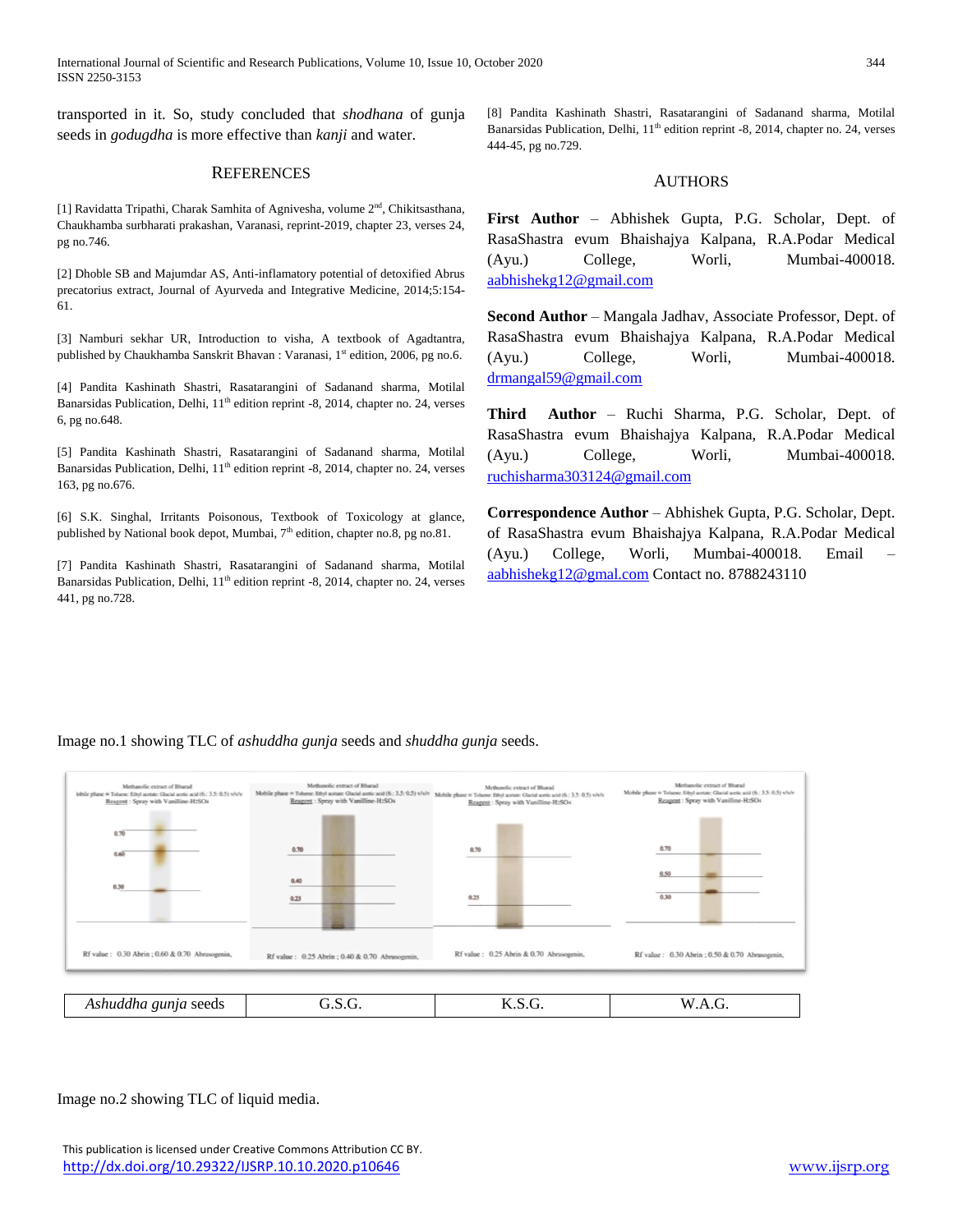transported in it. So, study concluded that *shodhana* of gunja seeds in *godugdha* is more effective than *kanji* and water.

## REFERENCES

[1] Ravidatta Tripathi, Charak Samhita of Agnivesha, volume 2nd, Chikitsasthana, Chaukhamba surbharati prakashan, Varanasi, reprint-2019, chapter 23, verses 24, pg no.746.

[2] Dhoble SB and Majumdar AS, Anti-inflamatory potential of detoxified Abrus precatorius extract, Journal of Ayurveda and Integrative Medicine, 2014;5:154-61.

[3] Namburi sekhar UR, Introduction to visha, A textbook of Agadtantra, published by Chaukhamba Sanskrit Bhavan : Varanasi, 1st edition, 2006, pg no.6.

[4] Pandita Kashinath Shastri, Rasatarangini of Sadanand sharma, Motilal Banarsidas Publication, Delhi, 11th edition reprint -8, 2014, chapter no. 24, verses 6, pg no.648.

[5] Pandita Kashinath Shastri, Rasatarangini of Sadanand sharma, Motilal Banarsidas Publication, Delhi, 11th edition reprint -8, 2014, chapter no. 24, verses 163, pg no.676.

[6] S.K. Singhal, Irritants Poisonous, Textbook of Toxicology at glance, published by National book depot, Mumbai, 7th edition, chapter no.8, pg no.81.

[7] Pandita Kashinath Shastri, Rasatarangini of Sadanand sharma, Motilal Banarsidas Publication, Delhi, 11th edition reprint -8, 2014, chapter no. 24, verses 441, pg no.728.

[8] Pandita Kashinath Shastri, Rasatarangini of Sadanand sharma, Motilal Banarsidas Publication, Delhi, 11th edition reprint -8, 2014, chapter no. 24, verses 444-45, pg no.729.

## AUTHORS

**First Author** – Abhishek Gupta, P.G. Scholar, Dept. of RasaShastra evum Bhaishajya Kalpana, R.A.Podar Medical (Ayu.) College, Worli, Mumbai-400018. aabhishekg12@gmail.com

**Second Author** – Mangala Jadhav, Associate Professor, Dept. of RasaShastra evum Bhaishajya Kalpana, R.A.Podar Medical (Ayu.) College, Worli, Mumbai-400018. drmangal59@gmail.com

**Third Author** – Ruchi Sharma, P.G. Scholar, Dept. of RasaShastra evum Bhaishajya Kalpana, R.A.Podar Medical (Ayu.) College, Worli, Mumbai-400018. ruchisharma303124@gmail.com

**Correspondence Author** – Abhishek Gupta, P.G. Scholar, Dept. of RasaShastra evum Bhaishajya Kalpana, R.A.Podar Medical (Ayu.) College, Worli, Mumbai-400018. Email – aabhishekg12@gmal.com Contact no. 8788243110

Image no.1 showing TLC of *ashuddha gunja* seeds and *shuddha gunja* seeds.

| Methanolic extract of Bharad. Mobile phase = Toluene: Ethyl acetate: Glacial acetic acid (6 : 3.5: 0.5) v/v/v. Reagent : Spray with Vanilline-H2SO4. Rf value : 0.30 Abrin ; 0.60 & 0.70 Abrusogenin. | Methanolic extract of Bharad. Mobile phase = Toluene: Ethyl acetate: Glacial acetic acid (6 : 3.5: 0.5) v/v/v. Reagent : Spray with Vanilline-H2SO4. Rf value : 0.25 Abrin ; 0.40 & 0.70 Abrusogenin. | Methanolic extract of Bharad. Mobile phase = Toluene: Ethyl acetate: Glacial acetic acid (6 : 3.5: 0.5) v/v/v. Reagent : Spray with Vanilline-H2SO4. Rf value : 0.25 Abrin & 0.70 Abrusogenin. | Methanolic extract of Bharad. Mobile phase = Toluene: Ethyl acetate: Glacial acetic acid (6 : 3.5: 0.5) v/v/v. Reagent : Spray with Vanilline-H2SO4. Rf value : 0.30 Abrin ; 0.50 & 0.70 Abrusogenin. |
|---|---|---|---|
| *Ashuddha gunja* seeds | G.S.G. | K.S.G. | W.A.G. |

Image no.2 showing TLC of liquid media.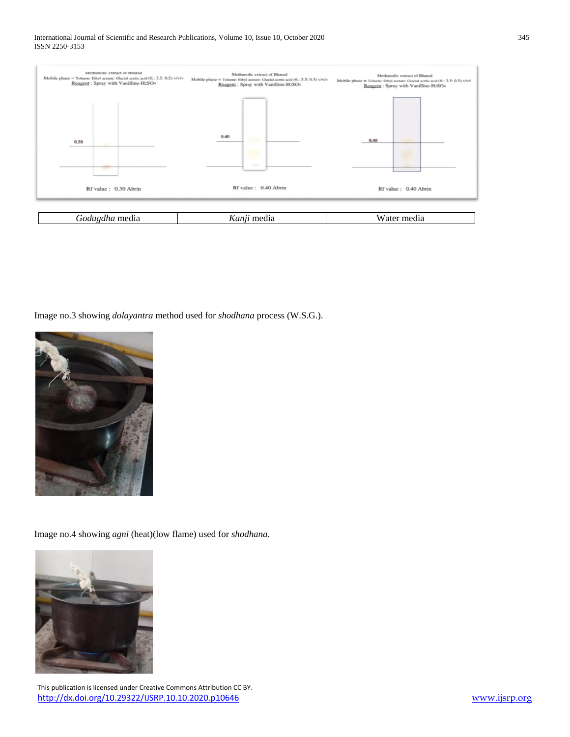| Methanolic extract of Bharad<br>Mobile phase = Toluene: Ethyl acetate: Glacial acetic acid (6.: 3.5: 0.5) v/v/v<br>Reagent : Spray with Vanilline-$H_2SO_4$<br><br>0.30<br><br>Rf value : 0.30 Abrin | Methanolic extract of Bharad<br>Mobile phase = Toluene: Ethyl acetate: Glacial acetic acid (6.: 3.5: 0.5) v/v/v<br>Reagent : Spray with Vanilline-$H_2SO_4$<br><br>0.40<br><br>Rf value : 0.40 Abrin | Methanolic extract of Bharad<br>Mobile phase = Toluene: Ethyl acetate: Glacial acetic acid (6.: 3.5: 0.5) v/v/v<br>Reagent : Spray with Vanilline-$H_2SO_4$<br><br>0.40<br><br>Rf value : 0.40 Abrin |
|---|---|---|
| *Godugdha* media | *Kanji* media | Water media |

Image no.3 showing *dolayantra* method used for *shodhana* process (W.S.G.).

Image no.4 showing *agni* (heat)(low flame) used for *shodhana.*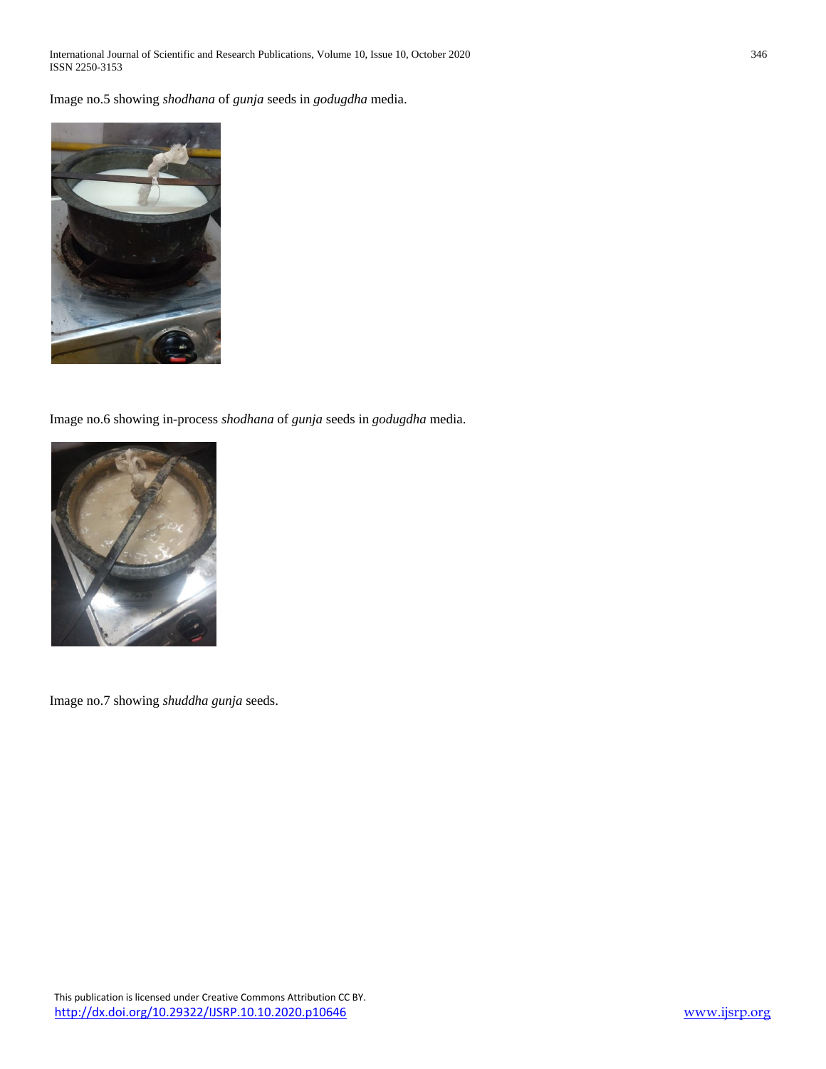Image no.5 showing *shodhana* of *gunja* seeds in *godugdha* media.

Image no.6 showing in-process *shodhana* of *gunja* seeds in *godugdha* media.

Image no.7 showing *shuddha gunja* seeds.